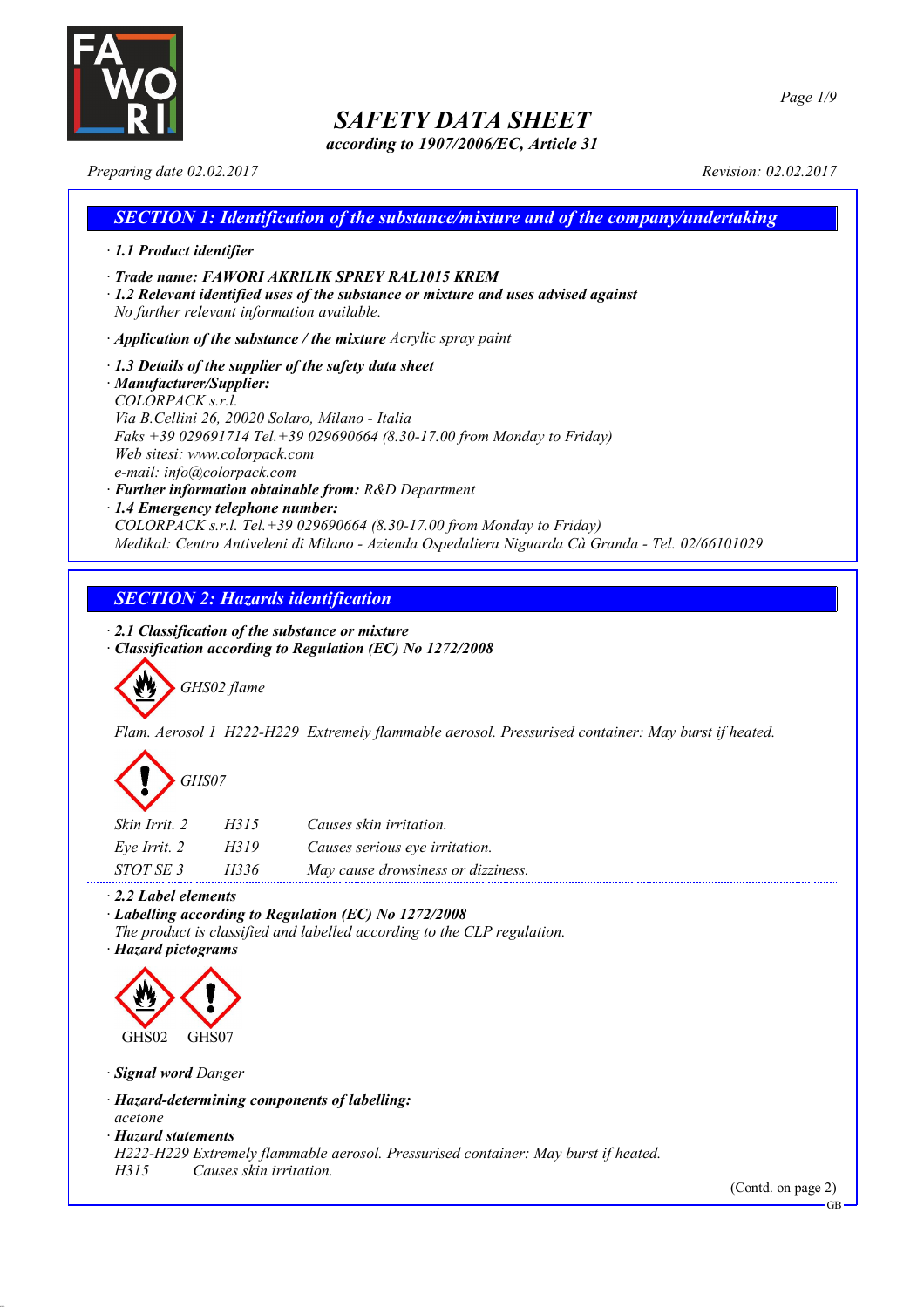# SAFETY DATA SHEET

*according to 1907/2006/EC, Article 31*

*Preparing date 02.02.2017* *Revision: 02.02.2017*

## SECTION 1: Identification of the substance/mixture and of the company/undertaking

· **1.1 Product identifier**

· **Trade name: FAWORI AKRILIK SPREY RAL1015 KREM**

· **1.2 Relevant identified uses of the substance or mixture and uses advised against**
No further relevant information available.

· **Application of the substance / the mixture** Acrylic spray paint

· **1.3 Details of the supplier of the safety data sheet**

· **Manufacturer/Supplier:**
COLORPACK s.r.l.
Via B.Cellini 26, 20020 Solaro, Milano - Italia
Faks +39 029691714 Tel.+39 029690664 (8.30-17.00 from Monday to Friday)
Web sitesi: www.colorpack.com
e-mail: info@colorpack.com

· **Further information obtainable from:** R&D Department

· **1.4 Emergency telephone number:**
COLORPACK s.r.l. Tel.+39 029690664 (8.30-17.00 from Monday to Friday)
Medikal: Centro Antiveleni di Milano - Azienda Ospedaliera Niguarda Cà Granda - Tel. 02/66101029

## SECTION 2: Hazards identification

· **2.1 Classification of the substance or mixture**

· **Classification according to Regulation (EC) No 1272/2008**

GHS02 flame

Flam. Aerosol 1 H222-H229 Extremely flammable aerosol. Pressurised container: May burst if heated.

GHS07

| | | |
|---|---|---|
| Skin Irrit. 2 | H315 | Causes skin irritation. |
| Eye Irrit. 2 | H319 | Causes serious eye irritation. |
| STOT SE 3 | H336 | May cause drowsiness or dizziness. |

· **2.2 Label elements**

· **Labelling according to Regulation (EC) No 1272/2008**
The product is classified and labelled according to the CLP regulation.

· **Hazard pictograms**

GHS02 GHS07

· **Signal word** Danger

· **Hazard-determining components of labelling:**
acetone

· **Hazard statements**
H222-H229 Extremely flammable aerosol. Pressurised container: May burst if heated.
H315 Causes skin irritation.

(Contd. on page 2)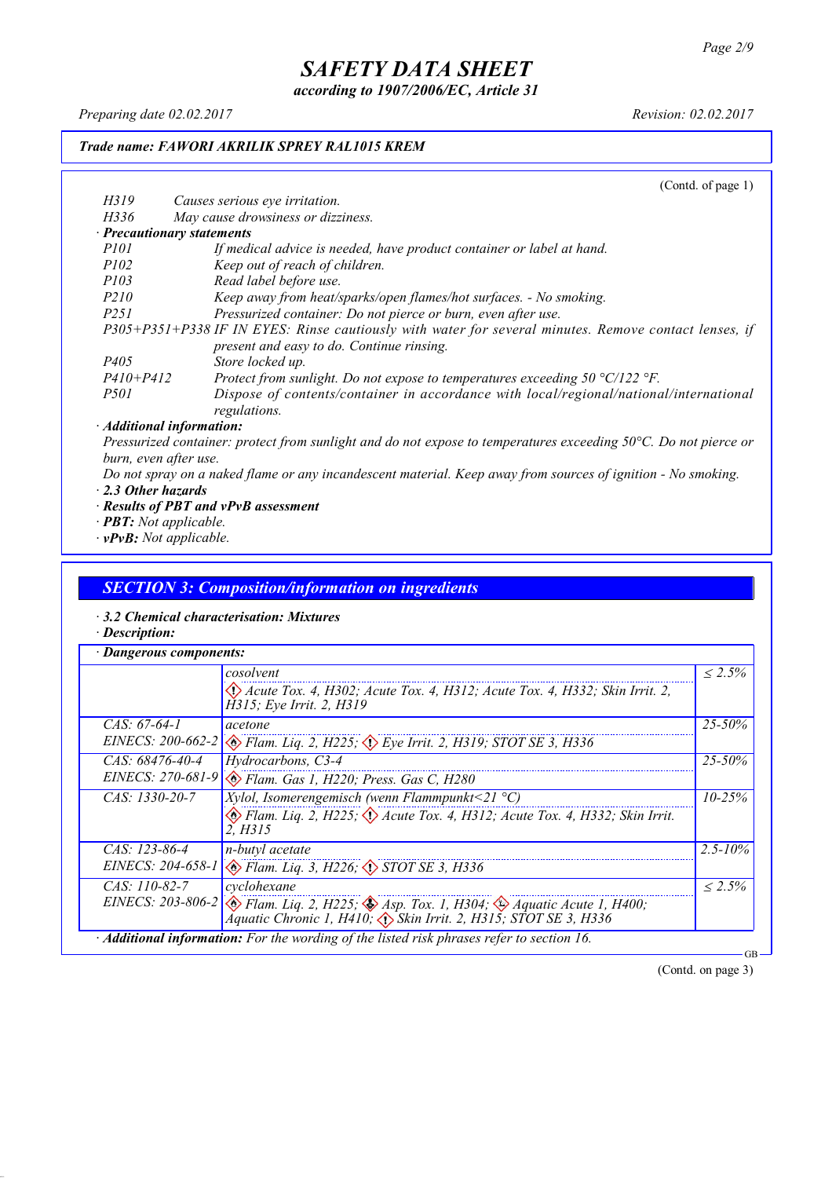*(Contd. of page 1)*

| | |
|---|---|
| *H319* | *Causes serious eye irritation.* |
| *H336* | *May cause drowsiness or dizziness.* |

· ***Precautionary statements***

| | |
|---|---|
| *P101* | *If medical advice is needed, have product container or label at hand.* |
| *P102* | *Keep out of reach of children.* |
| *P103* | *Read label before use.* |
| *P210* | *Keep away from heat/sparks/open flames/hot surfaces. - No smoking.* |
| *P251* | *Pressurized container: Do not pierce or burn, even after use.* |
| *P305+P351+P338* | *IF IN EYES: Rinse cautiously with water for several minutes. Remove contact lenses, if present and easy to do. Continue rinsing.* |
| *P405* | *Store locked up.* |
| *P410+P412* | *Protect from sunlight. Do not expose to temperatures exceeding 50 °C/122 °F.* |
| *P501* | *Dispose of contents/container in accordance with local/regional/national/international regulations.* |

· ***Additional information:***

*Pressurized container: protect from sunlight and do not expose to temperatures exceeding 50°C. Do not pierce or burn, even after use.*

*Do not spray on a naked flame or any incandescent material. Keep away from sources of ignition - No smoking.*

· ***2.3 Other hazards***

· ***Results of PBT and vPvB assessment***

· ***PBT:*** *Not applicable.*

· ***vPvB:*** *Not applicable.*

## *SECTION 3: Composition/information on ingredients*

· ***3.2 Chemical characterisation: Mixtures***

· ***Description:***

· ***Dangerous components:***

| | | |
|---|---|---|
| | *cosolvent*<br>*Acute Tox. 4, H302; Acute Tox. 4, H312; Acute Tox. 4, H332; Skin Irrit. 2, H315; Eye Irrit. 2, H319* | *≤ 2.5%* |
| *CAS: 67-64-1*<br>*EINECS: 200-662-2* | *acetone*<br>*Flam. Liq. 2, H225; Eye Irrit. 2, H319; STOT SE 3, H336* | *25-50%* |
| *CAS: 68476-40-4*<br>*EINECS: 270-681-9* | *Hydrocarbons, C3-4*<br>*Flam. Gas 1, H220; Press. Gas C, H280* | *25-50%* |
| *CAS: 1330-20-7* | *Xylol, Isomerengemisch (wenn Flammpunkt<21 °C)*<br>*Flam. Liq. 2, H225; Acute Tox. 4, H312; Acute Tox. 4, H332; Skin Irrit. 2, H315* | *10-25%* |
| *CAS: 123-86-4*<br>*EINECS: 204-658-1* | *n-butyl acetate*<br>*Flam. Liq. 3, H226; STOT SE 3, H336* | *2.5-10%* |
| *CAS: 110-82-7*<br>*EINECS: 203-806-2* | *cyclohexane*<br>*Flam. Liq. 2, H225; Asp. Tox. 1, H304; Aquatic Acute 1, H400; Aquatic Chronic 1, H410; Skin Irrit. 2, H315; STOT SE 3, H336* | *≤ 2.5%* |

· ***Additional information:*** *For the wording of the listed risk phrases refer to section 16.*

*(Contd. on page 3)*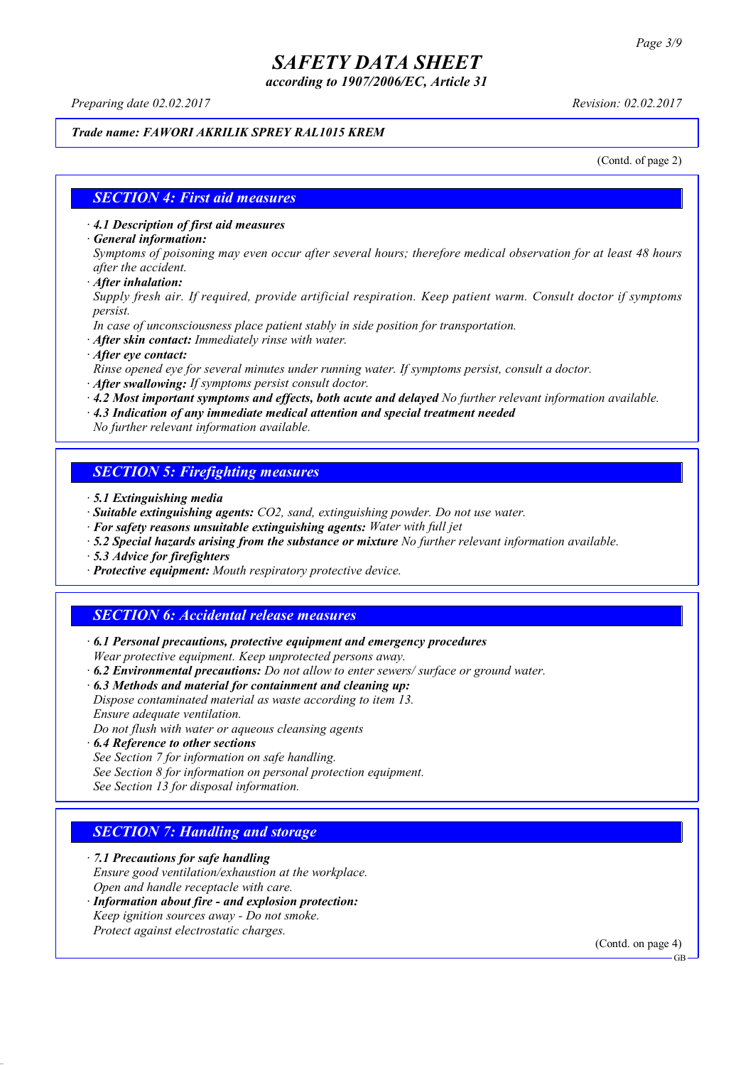**Trade name: FAWORI AKRILIK SPREY RAL1015 KREM**

(Contd. of page 2)

## SECTION 4: First aid measures

· **4.1 Description of first aid measures**
· **General information:**
Symptoms of poisoning may even occur after several hours; therefore medical observation for at least 48 hours after the accident.
· **After inhalation:**
Supply fresh air. If required, provide artificial respiration. Keep patient warm. Consult doctor if symptoms persist.
In case of unconsciousness place patient stably in side position for transportation.
· **After skin contact:** Immediately rinse with water.
· **After eye contact:**
Rinse opened eye for several minutes under running water. If symptoms persist, consult a doctor.
· **After swallowing:** If symptoms persist consult doctor.
· **4.2 Most important symptoms and effects, both acute and delayed** No further relevant information available.
· **4.3 Indication of any immediate medical attention and special treatment needed**
No further relevant information available.

## SECTION 5: Firefighting measures

· **5.1 Extinguishing media**
· **Suitable extinguishing agents:** $CO_2$, sand, extinguishing powder. Do not use water.
· **For safety reasons unsuitable extinguishing agents:** Water with full jet
· **5.2 Special hazards arising from the substance or mixture** No further relevant information available.
· **5.3 Advice for firefighters**
· **Protective equipment:** Mouth respiratory protective device.

## SECTION 6: Accidental release measures

· **6.1 Personal precautions, protective equipment and emergency procedures**
Wear protective equipment. Keep unprotected persons away.
· **6.2 Environmental precautions:** Do not allow to enter sewers/ surface or ground water.
· **6.3 Methods and material for containment and cleaning up:**
Dispose contaminated material as waste according to item 13.
Ensure adequate ventilation.
Do not flush with water or aqueous cleansing agents
· **6.4 Reference to other sections**
See Section 7 for information on safe handling.
See Section 8 for information on personal protection equipment.
See Section 13 for disposal information.

## SECTION 7: Handling and storage

· **7.1 Precautions for safe handling**
Ensure good ventilation/exhaustion at the workplace.
Open and handle receptacle with care.
· **Information about fire - and explosion protection:**
Keep ignition sources away - Do not smoke.
Protect against electrostatic charges.

(Contd. on page 4)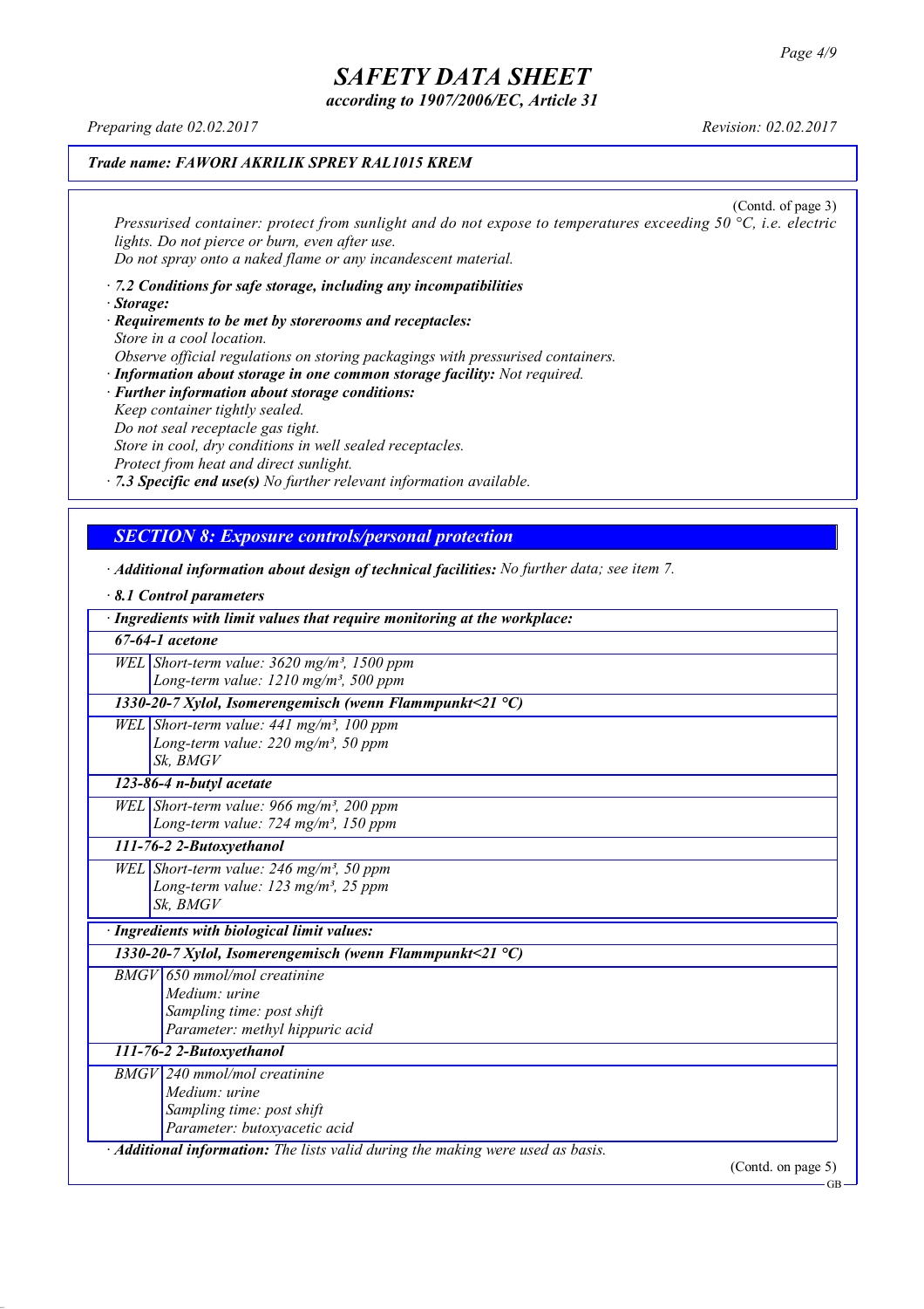*Trade name: FAWORI AKRILIK SPREY RAL1015 KREM*

(Contd. of page 3)

*Pressurised container: protect from sunlight and do not expose to temperatures exceeding 50 °C, i.e. electric lights. Do not pierce or burn, even after use.*
*Do not spray onto a naked flame or any incandescent material.*

· ***7.2 Conditions for safe storage, including any incompatibilities***
· ***Storage:***
· ***Requirements to be met by storerooms and receptacles:***
*Store in a cool location.*
*Observe official regulations on storing packagings with pressurised containers.*
· ***Information about storage in one common storage facility:*** *Not required.*
· ***Further information about storage conditions:***
*Keep container tightly sealed.*
*Do not seal receptacle gas tight.*
*Store in cool, dry conditions in well sealed receptacles.*
*Protect from heat and direct sunlight.*
· ***7.3 Specific end use(s)*** *No further relevant information available.*

## *SECTION 8: Exposure controls/personal protection*

· ***Additional information about design of technical facilities:*** *No further data; see item 7.*

· ***8.1 Control parameters***

| · ***Ingredients with limit values that require monitoring at the workplace:*** | |
|---|---|
| ***67-64-1 acetone*** | |
| WEL | Short-term value: 3620 mg/m³, 1500 ppm<br>Long-term value: 1210 mg/m³, 500 ppm |
| ***1330-20-7 Xylol, Isomerengemisch (wenn Flammpunkt<21 °C)*** | |
| WEL | Short-term value: 441 mg/m³, 100 ppm<br>Long-term value: 220 mg/m³, 50 ppm<br>Sk, BMGV |
| ***123-86-4 n-butyl acetate*** | |
| WEL | Short-term value: 966 mg/m³, 200 ppm<br>Long-term value: 724 mg/m³, 150 ppm |
| ***111-76-2 2-Butoxyethanol*** | |
| WEL | Short-term value: 246 mg/m³, 50 ppm<br>Long-term value: 123 mg/m³, 25 ppm<br>Sk, BMGV |

| · ***Ingredients with biological limit values:*** | |
|---|---|
| ***1330-20-7 Xylol, Isomerengemisch (wenn Flammpunkt<21 °C)*** | |
| BMGV | 650 mmol/mol creatinine<br>Medium: urine<br>Sampling time: post shift<br>Parameter: methyl hippuric acid |
| ***111-76-2 2-Butoxyethanol*** | |
| BMGV | 240 mmol/mol creatinine<br>Medium: urine<br>Sampling time: post shift<br>Parameter: butoxyacetic acid |

· ***Additional information:*** *The lists valid during the making were used as basis.*

(Contd. on page 5)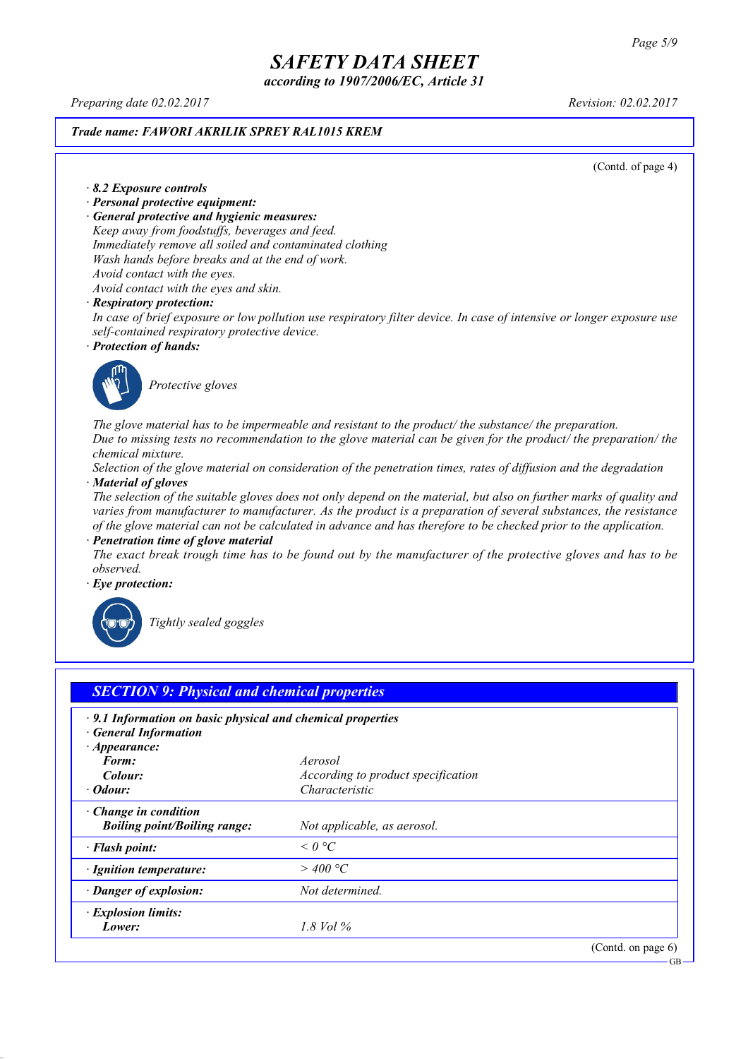# SAFETY DATA SHEET

*according to 1907/2006/EC, Article 31*

*Preparing date 02.02.2017* *Revision: 02.02.2017*

***Trade name: FAWORI AKRILIK SPREY RAL1015 KREM***

(Contd. of page 4)

· ***8.2 Exposure controls***

· ***Personal protective equipment:***

· ***General protective and hygienic measures:***

*Keep away from foodstuffs, beverages and feed.*
*Immediately remove all soiled and contaminated clothing*
*Wash hands before breaks and at the end of work.*
*Avoid contact with the eyes.*
*Avoid contact with the eyes and skin.*

· ***Respiratory protection:***

*In case of brief exposure or low pollution use respiratory filter device. In case of intensive or longer exposure use self-contained respiratory protective device.*

· ***Protection of hands:***

*Protective gloves*

*The glove material has to be impermeable and resistant to the product/ the substance/ the preparation.*
*Due to missing tests no recommendation to the glove material can be given for the product/ the preparation/ the chemical mixture.*
*Selection of the glove material on consideration of the penetration times, rates of diffusion and the degradation*

· ***Material of gloves***

*The selection of the suitable gloves does not only depend on the material, but also on further marks of quality and varies from manufacturer to manufacturer. As the product is a preparation of several substances, the resistance of the glove material can not be calculated in advance and has therefore to be checked prior to the application.*

· ***Penetration time of glove material***

*The exact break trough time has to be found out by the manufacturer of the protective gloves and has to be observed.*

· ***Eye protection:***

*Tightly sealed goggles*

## *SECTION 9: Physical and chemical properties*

· ***9.1 Information on basic physical and chemical properties***

· ***General Information***

| | |
|---|---|
| · ***Appearance:*** | |
| ***Form:*** | *Aerosol* |
| ***Colour:*** | *According to product specification* |
| · ***Odour:*** | *Characteristic* |
| · ***Change in condition*** | |
| ***Boiling point/Boiling range:*** | *Not applicable, as aerosol.* |
| · ***Flash point:*** | *< 0 °C* |
| · ***Ignition temperature:*** | *> 400 °C* |
| · ***Danger of explosion:*** | *Not determined.* |
| · ***Explosion limits:*** | |
| ***Lower:*** | *1.8 Vol %* |

(Contd. on page 6)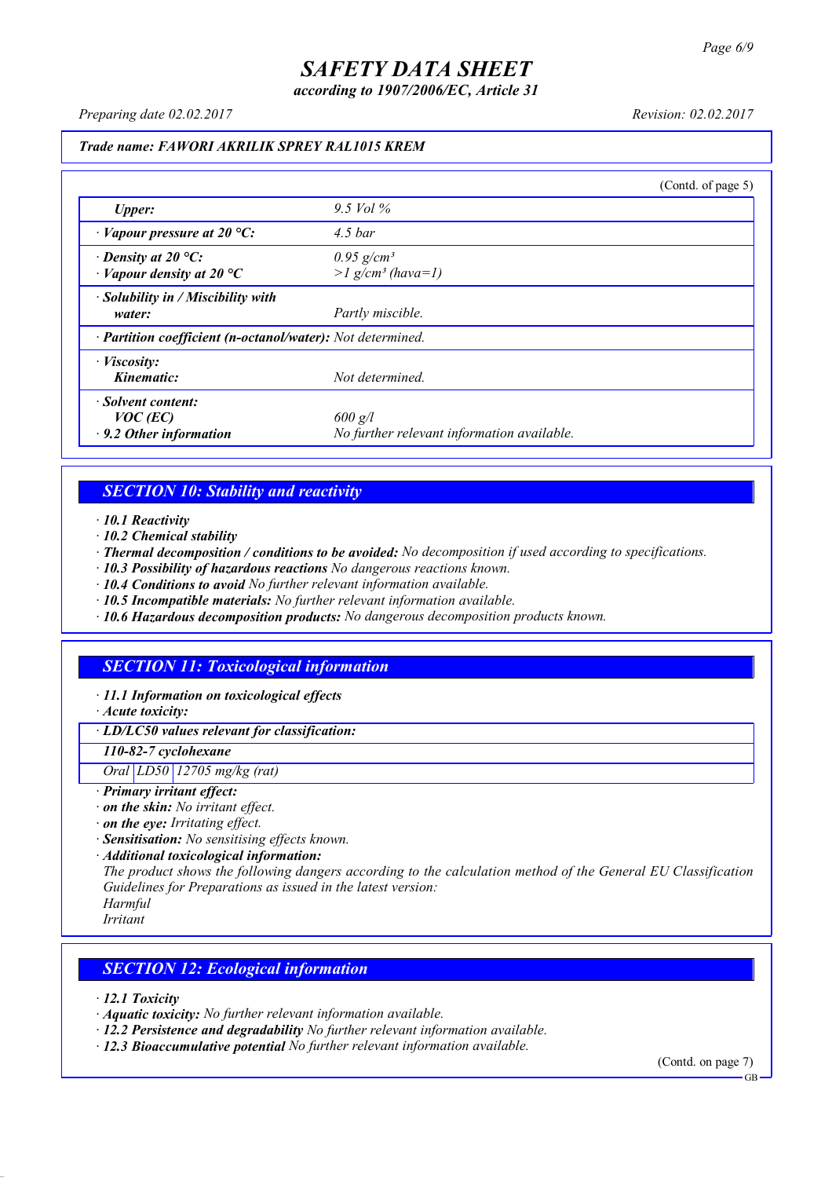**Trade name: FAWORI AKRILIK SPREY RAL1015 KREM**

(Contd. of page 5)

| | |
|---|---|
| *Upper:* | *9.5 Vol %* |
| · *Vapour pressure at 20 °C:* | *4.5 bar* |
| · *Density at 20 °C:* | *0.95 g/cm³* |
| · *Vapour density at 20 °C* | *>1 g/cm³ (hava=1)* |
| · *Solubility in / Miscibility with water:* | *Partly miscible.* |
| · *Partition coefficient (n-octanol/water):* | *Not determined.* |
| · *Viscosity:* | |
| *Kinematic:* | *Not determined.* |
| · *Solvent content:* | |
| *VOC (EC)* | *600 g/l* |
| · *9.2 Other information* | *No further relevant information available.* |

## SECTION 10: Stability and reactivity

· **10.1 Reactivity**
· **10.2 Chemical stability**
· **Thermal decomposition / conditions to be avoided:** No decomposition if used according to specifications.
· **10.3 Possibility of hazardous reactions** No dangerous reactions known.
· **10.4 Conditions to avoid** No further relevant information available.
· **10.5 Incompatible materials:** No further relevant information available.
· **10.6 Hazardous decomposition products:** No dangerous decomposition products known.

## SECTION 11: Toxicological information

· **11.1 Information on toxicological effects**
· **Acute toxicity:**

| · LD/LC50 values relevant for classification: | | |
|---|---|---|
| **110-82-7 cyclohexane** | | |
| Oral | LD50 | 12705 mg/kg (rat) |

· **Primary irritant effect:**
· **on the skin:** No irritant effect.
· **on the eye:** Irritating effect.
· **Sensitisation:** No sensitising effects known.
· **Additional toxicological information:**
The product shows the following dangers according to the calculation method of the General EU Classification Guidelines for Preparations as issued in the latest version:
Harmful
Irritant

## SECTION 12: Ecological information

· **12.1 Toxicity**
· **Aquatic toxicity:** No further relevant information available.
· **12.2 Persistence and degradability** No further relevant information available.
· **12.3 Bioaccumulative potential** No further relevant information available.

(Contd. on page 7)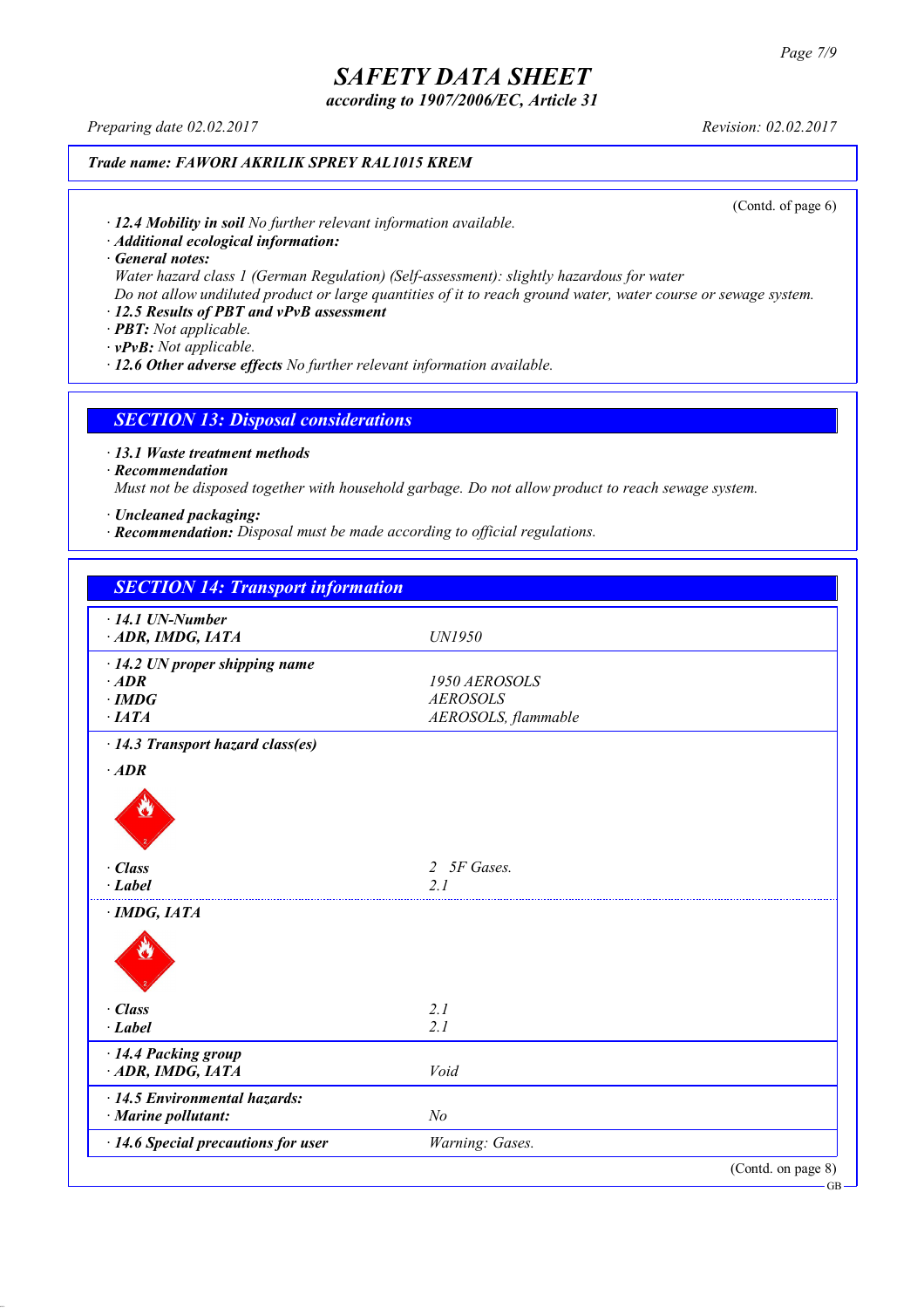# SAFETY DATA SHEET

*according to 1907/2006/EC, Article 31*

Preparing date 02.02.2017 | Revision: 02.02.2017

**Trade name: FAWORI AKRILIK SPREY RAL1015 KREM**

(Contd. of page 6)

· **12.4 Mobility in soil** No further relevant information available.
· **Additional ecological information:**
· **General notes:**
Water hazard class 1 (German Regulation) (Self-assessment): slightly hazardous for water
Do not allow undiluted product or large quantities of it to reach ground water, water course or sewage system.
· **12.5 Results of PBT and vPvB assessment**
· **PBT:** Not applicable.
· **vPvB:** Not applicable.
· **12.6 Other adverse effects** No further relevant information available.

## SECTION 13: Disposal considerations

· **13.1 Waste treatment methods**
· **Recommendation**
Must not be disposed together with household garbage. Do not allow product to reach sewage system.

· **Uncleaned packaging:**
· **Recommendation:** Disposal must be made according to official regulations.

## SECTION 14: Transport information

| | |
|---|---|
| **· 14.1 UN-Number** | |
| **· ADR, IMDG, IATA** | UN1950 |
| **· 14.2 UN proper shipping name** | |
| **· ADR** | 1950 AEROSOLS |
| **· IMDG** | AEROSOLS |
| **· IATA** | AEROSOLS, flammable |
| **· 14.3 Transport hazard class(es)** | |
| **· ADR** | |
| **· Class** | 2 5F Gases. |
| **· Label** | 2.1 |
| **· IMDG, IATA** | |
| **· Class** | 2.1 |
| **· Label** | 2.1 |
| **· 14.4 Packing group** | |
| **· ADR, IMDG, IATA** | Void |
| **· 14.5 Environmental hazards:** | |
| **· Marine pollutant:** | No |
| **· 14.6 Special precautions for user** | Warning: Gases. |

(Contd. on page 8)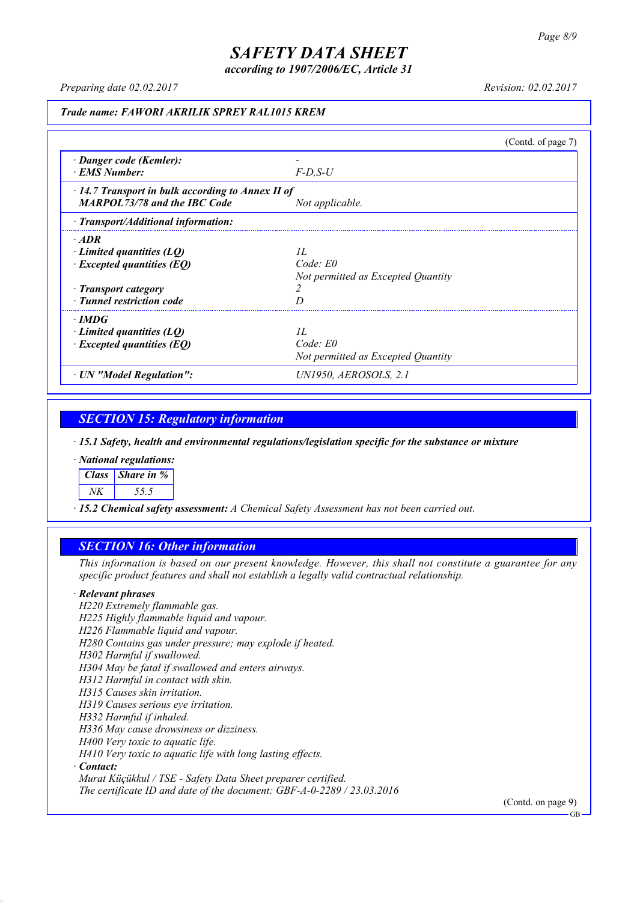*Trade name: FAWORI AKRILIK SPREY RAL1015 KREM*

(Contd. of page 7)

| | |
|---|---|
| · **Danger code (Kemler):** | - |
| · **EMS Number:** | F-D,S-U |
| · **14.7 Transport in bulk according to Annex II of MARPOL73/78 and the IBC Code** | Not applicable. |
| · **Transport/Additional information:** | |
| · **ADR** | |
| · **Limited quantities (LQ)** | 1L |
| · **Excepted quantities (EQ)** | Code: E0<br>Not permitted as Excepted Quantity |
| · **Transport category** | 2 |
| · **Tunnel restriction code** | D |
| · **IMDG** | |
| · **Limited quantities (LQ)** | 1L |
| · **Excepted quantities (EQ)** | Code: E0<br>Not permitted as Excepted Quantity |
| · **UN "Model Regulation":** | UN1950, AEROSOLS, 2.1 |

## SECTION 15: Regulatory information

· **15.1 Safety, health and environmental regulations/legislation specific for the substance or mixture**

· **National regulations:**

| Class | Share in % |
|---|---|
| NK | 55.5 |

· **15.2 Chemical safety assessment:** A Chemical Safety Assessment has not been carried out.

## SECTION 16: Other information

This information is based on our present knowledge. However, this shall not constitute a guarantee for any specific product features and shall not establish a legally valid contractual relationship.

· **Relevant phrases**

H220 Extremely flammable gas.
H225 Highly flammable liquid and vapour.
H226 Flammable liquid and vapour.
H280 Contains gas under pressure; may explode if heated.
H302 Harmful if swallowed.
H304 May be fatal if swallowed and enters airways.
H312 Harmful in contact with skin.
H315 Causes skin irritation.
H319 Causes serious eye irritation.
H332 Harmful if inhaled.
H336 May cause drowsiness or dizziness.
H400 Very toxic to aquatic life.
H410 Very toxic to aquatic life with long lasting effects.

· **Contact:**

Murat Küçükkul / TSE - Safety Data Sheet preparer certified.
The certificate ID and date of the document: GBF-A-0-2289 / 23.03.2016

(Contd. on page 9)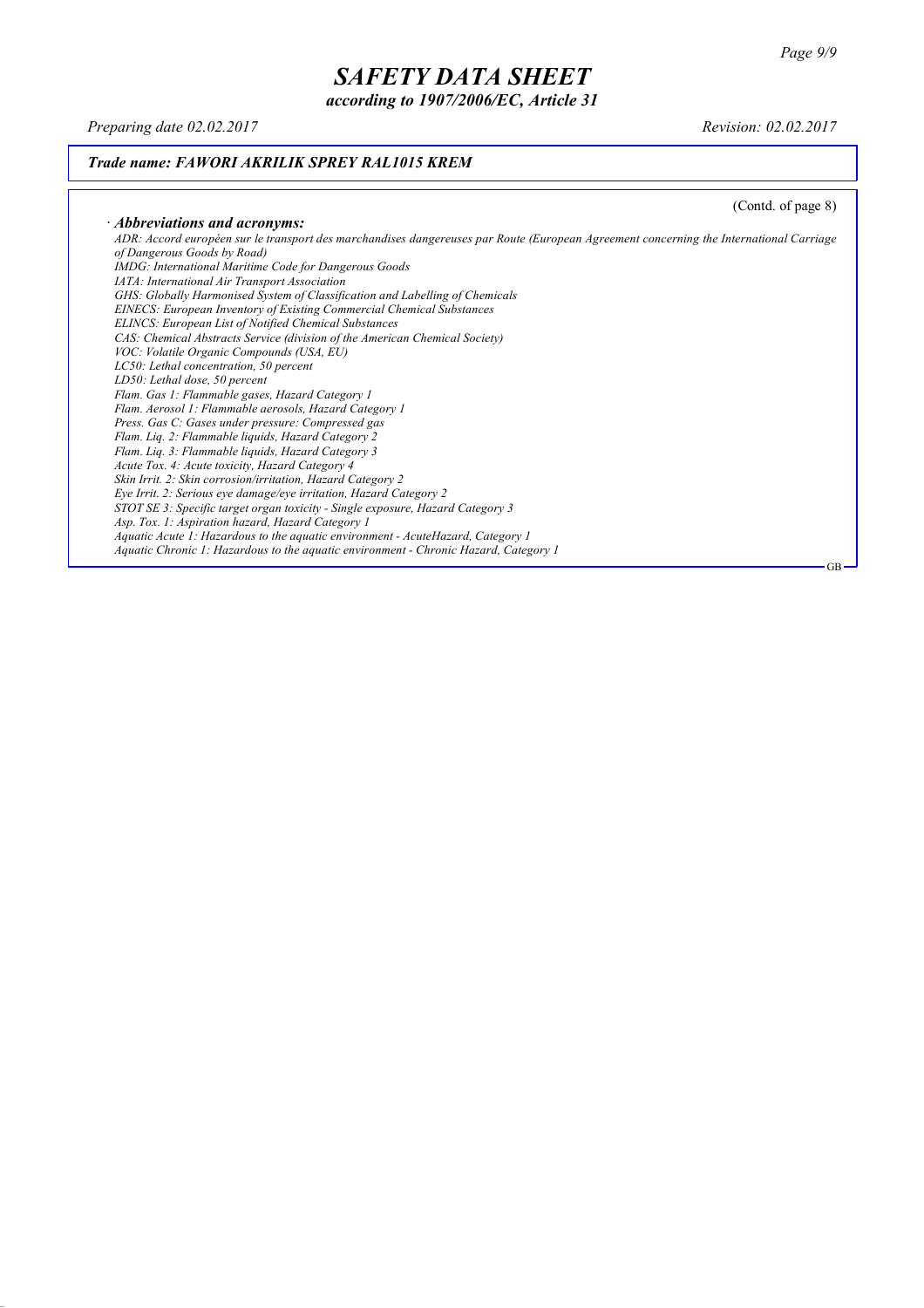*Trade name: FAWORI AKRILIK SPREY RAL1015 KREM*

(Contd. of page 8)

· ***Abbreviations and acronyms:***

*ADR: Accord européen sur le transport des marchandises dangereuses par Route (European Agreement concerning the International Carriage of Dangerous Goods by Road)*
*IMDG: International Maritime Code for Dangerous Goods*
*IATA: International Air Transport Association*
*GHS: Globally Harmonised System of Classification and Labelling of Chemicals*
*EINECS: European Inventory of Existing Commercial Chemical Substances*
*ELINCS: European List of Notified Chemical Substances*
*CAS: Chemical Abstracts Service (division of the American Chemical Society)*
*VOC: Volatile Organic Compounds (USA, EU)*
*LC50: Lethal concentration, 50 percent*
*LD50: Lethal dose, 50 percent*
*Flam. Gas 1: Flammable gases, Hazard Category 1*
*Flam. Aerosol 1: Flammable aerosols, Hazard Category 1*
*Press. Gas C: Gases under pressure: Compressed gas*
*Flam. Liq. 2: Flammable liquids, Hazard Category 2*
*Flam. Liq. 3: Flammable liquids, Hazard Category 3*
*Acute Tox. 4: Acute toxicity, Hazard Category 4*
*Skin Irrit. 2: Skin corrosion/irritation, Hazard Category 2*
*Eye Irrit. 2: Serious eye damage/eye irritation, Hazard Category 2*
*STOT SE 3: Specific target organ toxicity - Single exposure, Hazard Category 3*
*Asp. Tox. 1: Aspiration hazard, Hazard Category 1*
*Aquatic Acute 1: Hazardous to the aquatic environment - AcuteHazard, Category 1*
*Aquatic Chronic 1: Hazardous to the aquatic environment - Chronic Hazard, Category 1*

GB